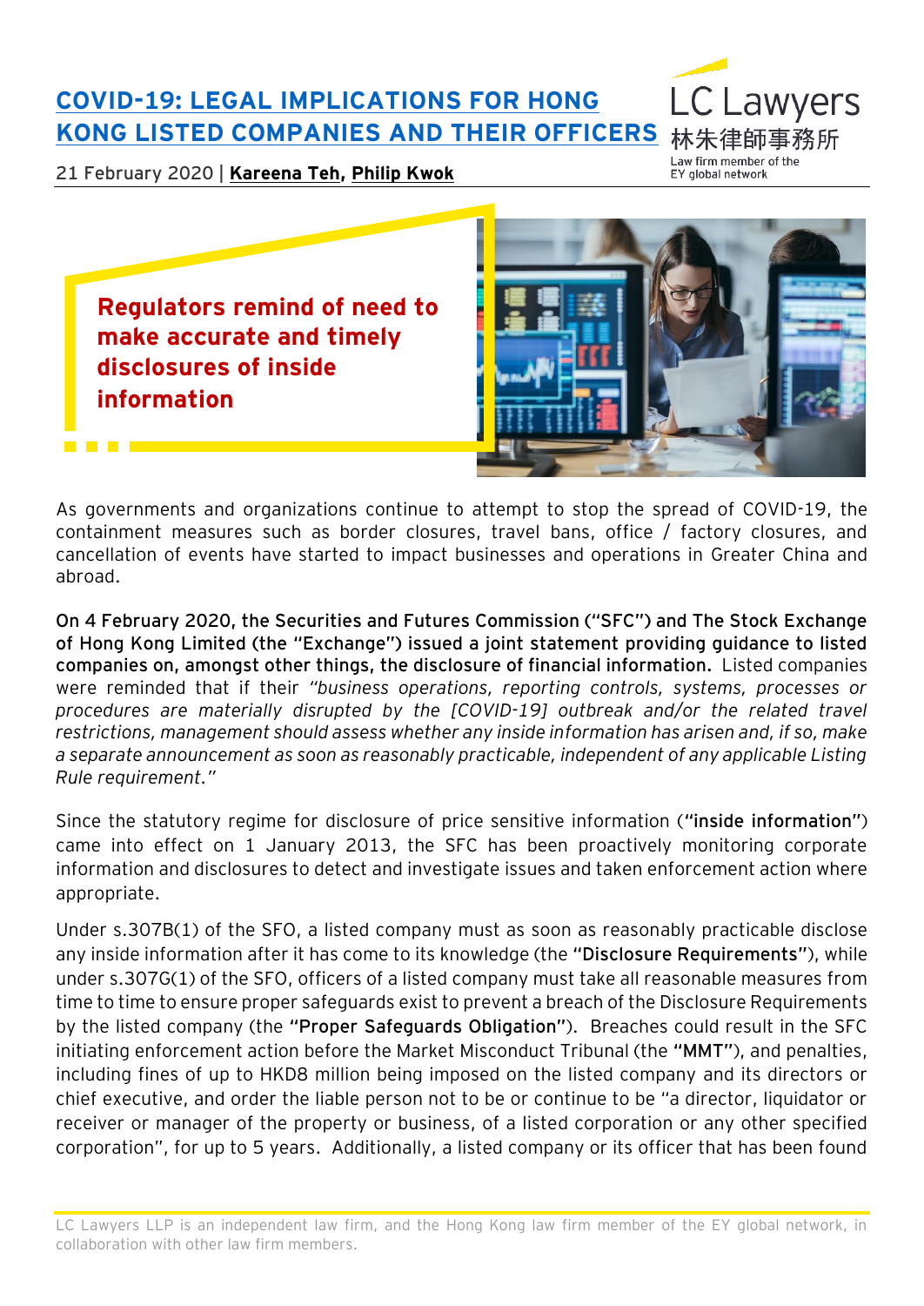# COVID-19: LEGAL IMPLICATIONS FOR HONG KONG LISTED COMPANIES AND THEIR OFFICERS

21 February 2020 | **Kareena Teh, Philip Kwok**

## Regulators remind of need to make accurate and timely disclosures of inside information

As governments and organizations continue to attempt to stop the spread of COVID-19, the containment measures such as border closures, travel bans, office / factory closures, and cancellation of events have started to impact businesses and operations in Greater China and abroad.

**On 4 February 2020, the Securities and Futures Commission ("SFC") and The Stock Exchange of Hong Kong Limited (the "Exchange") issued a joint statement providing guidance to listed companies on, amongst other things, the disclosure of financial information.** Listed companies were reminded that if their *"business operations, reporting controls, systems, processes or procedures are materially disrupted by the [COVID-19] outbreak and/or the related travel restrictions, management should assess whether any inside information has arisen and, if so, make a separate announcement as soon as reasonably practicable, independent of any applicable Listing Rule requirement."*

Since the statutory regime for disclosure of price sensitive information (**"inside information"**) came into effect on 1 January 2013, the SFC has been proactively monitoring corporate information and disclosures to detect and investigate issues and taken enforcement action where appropriate.

Under s.307B(1) of the SFO, a listed company must as soon as reasonably practicable disclose any inside information after it has come to its knowledge (the **"Disclosure Requirements"**), while under s.307G(1) of the SFO, officers of a listed company must take all reasonable measures from time to time to ensure proper safeguards exist to prevent a breach of the Disclosure Requirements by the listed company (the **"Proper Safeguards Obligation"**). Breaches could result in the SFC initiating enforcement action before the Market Misconduct Tribunal (the **"MMT"**), and penalties, including fines of up to HKD8 million being imposed on the listed company and its directors or chief executive, and order the liable person not to be or continue to be "a director, liquidator or receiver or manager of the property or business, of a listed corporation or any other specified corporation", for up to 5 years. Additionally, a listed company or its officer that has been found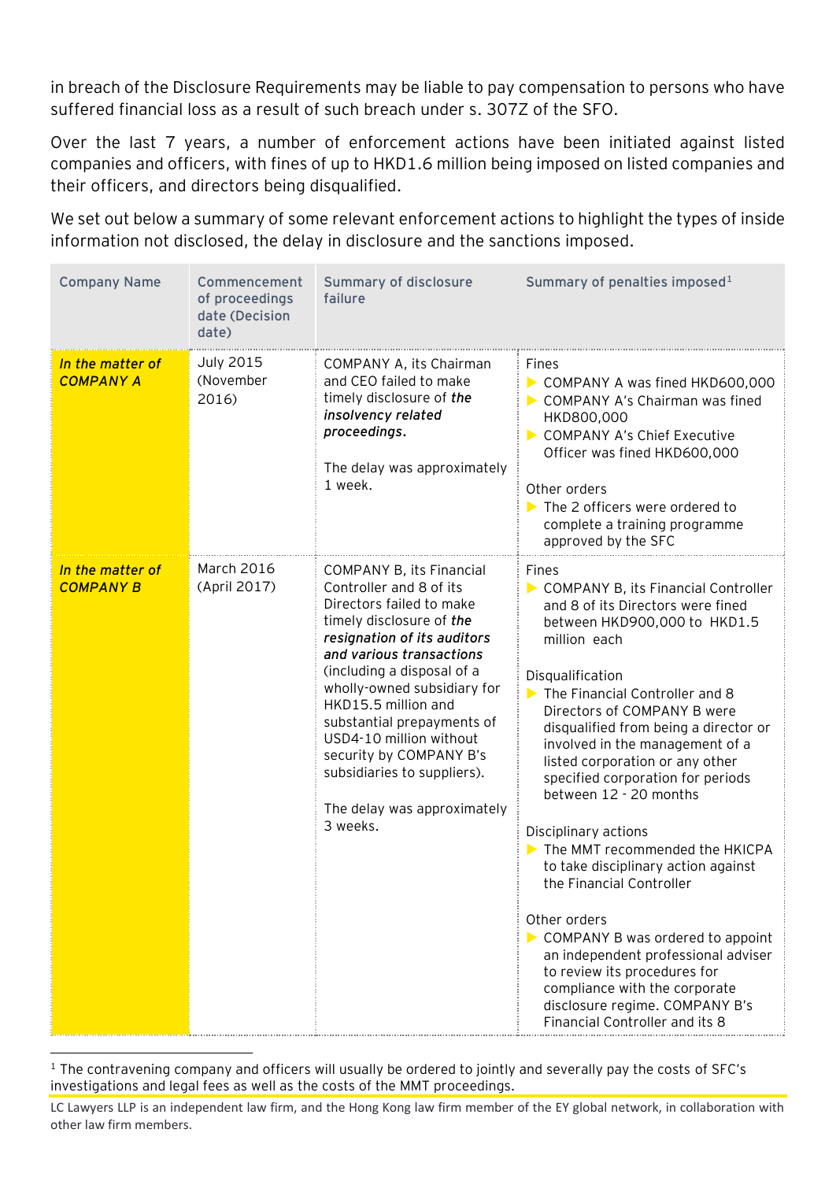in breach of the Disclosure Requirements may be liable to pay compensation to persons who have suffered financial loss as a result of such breach under s. 307Z of the SFO.

Over the last 7 years, a number of enforcement actions have been initiated against listed companies and officers, with fines of up to HKD1.6 million being imposed on listed companies and their officers, and directors being disqualified.

We set out below a summary of some relevant enforcement actions to highlight the types of inside information not disclosed, the delay in disclosure and the sanctions imposed.

| Company Name | Commencement of proceedings date (Decision date) | Summary of disclosure failure | Summary of penalties imposed[1] |
|---|---|---|---|
| ***In the matter of COMPANY A*** | July 2015 (November 2016) | COMPANY A, its Chairman and CEO failed to make timely disclosure of ***the insolvency related proceedings.***<br><br>The delay was approximately 1 week. | Fines<br>▶ COMPANY A was fined HKD600,000<br>▶ COMPANY A's Chairman was fined HKD800,000<br>▶ COMPANY A's Chief Executive Officer was fined HKD600,000<br><br>Other orders<br>▶ The 2 officers were ordered to complete a training programme approved by the SFC |
| ***In the matter of COMPANY B*** | March 2016 (April 2017) | COMPANY B, its Financial Controller and 8 of its Directors failed to make timely disclosure of ***the resignation of its auditors and various transactions*** (including a disposal of a wholly-owned subsidiary for HKD15.5 million and substantial prepayments of USD4-10 million without security by COMPANY B's subsidiaries to suppliers).<br><br>The delay was approximately 3 weeks. | Fines<br>▶ COMPANY B, its Financial Controller and 8 of its Directors were fined between HKD900,000 to HKD1.5 million each<br><br>Disqualification<br>▶ The Financial Controller and 8 Directors of COMPANY B were disqualified from being a director or involved in the management of a listed corporation or any other specified corporation for periods between 12 - 20 months<br><br>Disciplinary actions<br>▶ The MMT recommended the HKICPA to take disciplinary action against the Financial Controller<br><br>Other orders<br>▶ COMPANY B was ordered to appoint an independent professional adviser to review its procedures for compliance with the corporate disclosure regime. COMPANY B's Financial Controller and its 8 |

[1] The contravening company and officers will usually be ordered to jointly and severally pay the costs of SFC's investigations and legal fees as well as the costs of the MMT proceedings.

LC Lawyers LLP is an independent law firm, and the Hong Kong law firm member of the EY global network, in collaboration with other law firm members.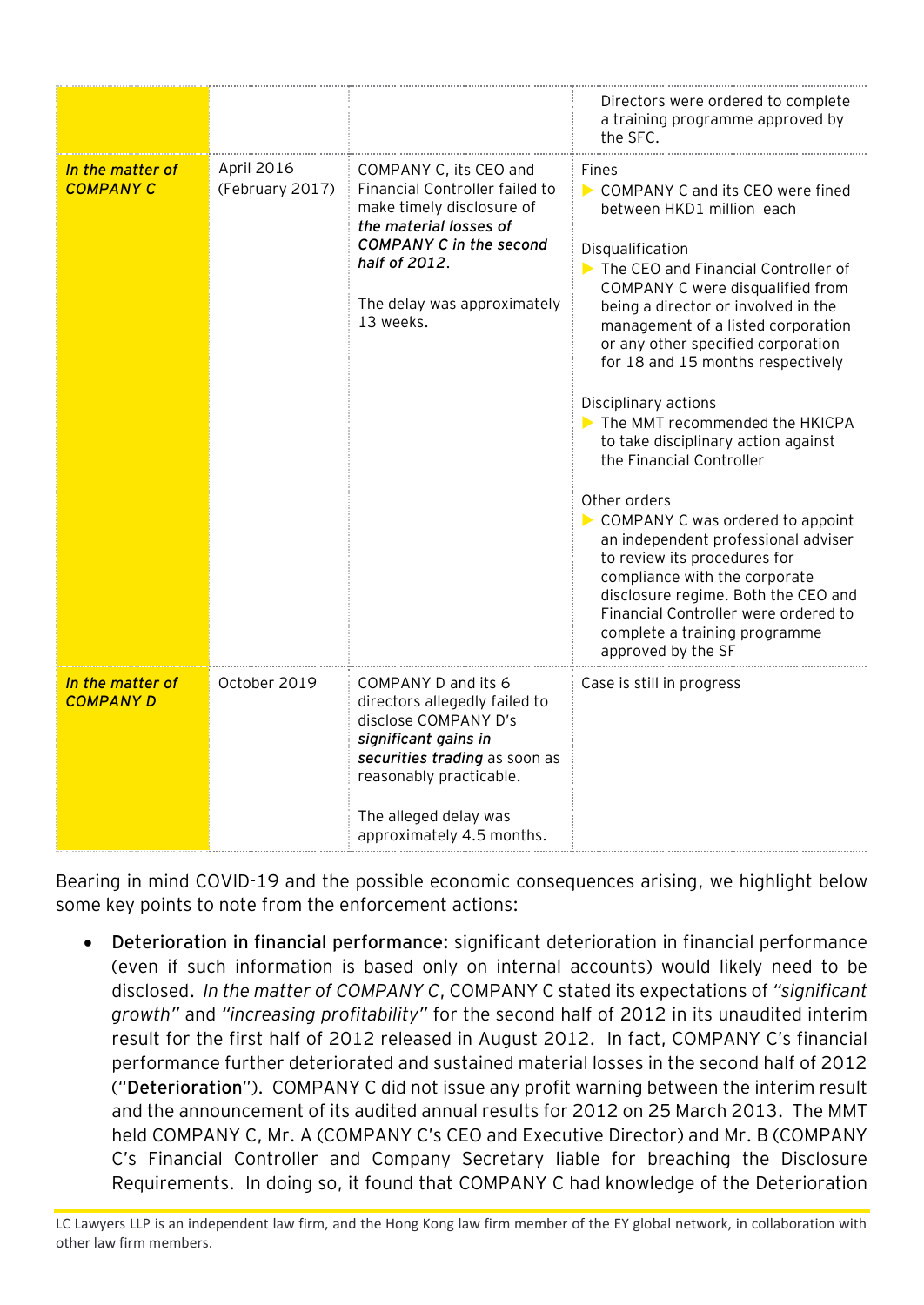| | | | |
|---|---|---|---|
| | | | Directors were ordered to complete a training programme approved by the SFC. |
| ***In the matter of COMPANY C*** | April 2016 (February 2017) | COMPANY C, its CEO and Financial Controller failed to make timely disclosure of ***the material losses of COMPANY C in the second half of 2012***.<br><br>The delay was approximately 13 weeks. | Fines<br>▶ COMPANY C and its CEO were fined between HKD1 million each<br><br>Disqualification<br>▶ The CEO and Financial Controller of COMPANY C were disqualified from being a director or involved in the management of a listed corporation or any other specified corporation for 18 and 15 months respectively<br><br>Disciplinary actions<br>▶ The MMT recommended the HKICPA to take disciplinary action against the Financial Controller<br><br>Other orders<br>▶ COMPANY C was ordered to appoint an independent professional adviser to review its procedures for compliance with the corporate disclosure regime. Both the CEO and Financial Controller were ordered to complete a training programme approved by the SF |
| ***In the matter of COMPANY D*** | October 2019 | COMPANY D and its 6 directors allegedly failed to disclose COMPANY D's ***significant gains in securities trading*** as soon as reasonably practicable.<br><br>The alleged delay was approximately 4.5 months. | Case is still in progress |

Bearing in mind COVID-19 and the possible economic consequences arising, we highlight below some key points to note from the enforcement actions:

- **Deterioration in financial performance:** significant deterioration in financial performance (even if such information is based only on internal accounts) would likely need to be disclosed. *In the matter of COMPANY C*, COMPANY C stated its expectations of "*significant growth*" and "*increasing profitability*" for the second half of 2012 in its unaudited interim result for the first half of 2012 released in August 2012. In fact, COMPANY C's financial performance further deteriorated and sustained material losses in the second half of 2012 ("**Deterioration**"). COMPANY C did not issue any profit warning between the interim result and the announcement of its audited annual results for 2012 on 25 March 2013. The MMT held COMPANY C, Mr. A (COMPANY C's CEO and Executive Director) and Mr. B (COMPANY C's Financial Controller and Company Secretary liable for breaching the Disclosure Requirements. In doing so, it found that COMPANY C had knowledge of the Deterioration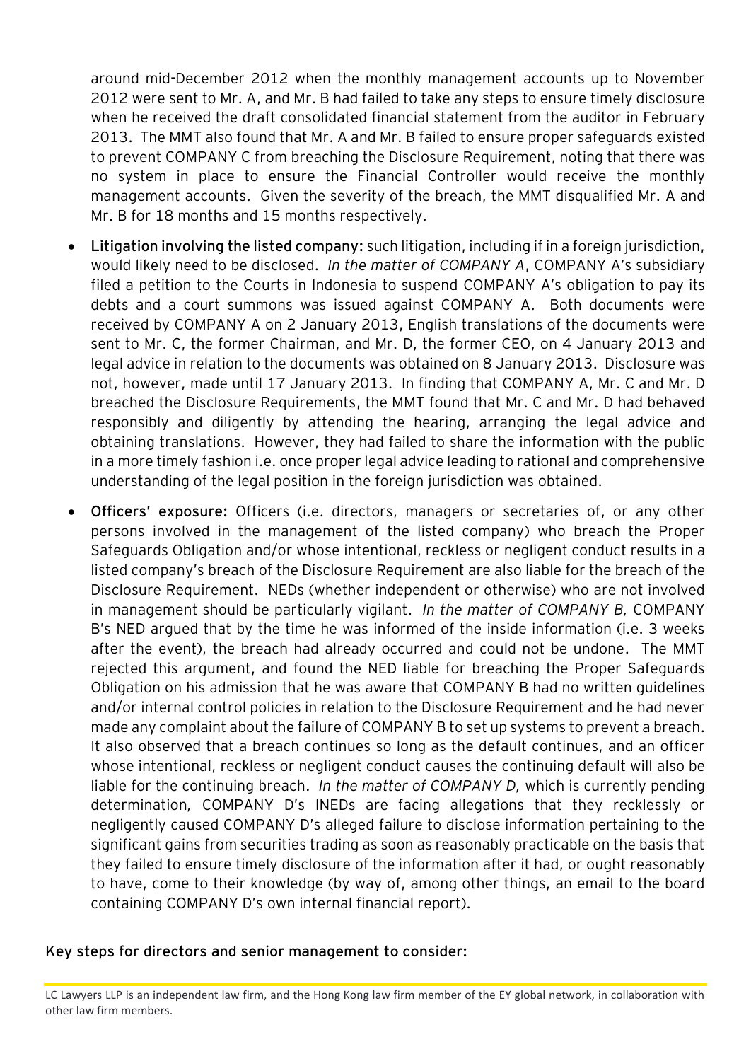around mid-December 2012 when the monthly management accounts up to November 2012 were sent to Mr. A, and Mr. B had failed to take any steps to ensure timely disclosure when he received the draft consolidated financial statement from the auditor in February 2013. The MMT also found that Mr. A and Mr. B failed to ensure proper safeguards existed to prevent COMPANY C from breaching the Disclosure Requirement, noting that there was no system in place to ensure the Financial Controller would receive the monthly management accounts. Given the severity of the breach, the MMT disqualified Mr. A and Mr. B for 18 months and 15 months respectively.

- **Litigation involving the listed company:** such litigation, including if in a foreign jurisdiction, would likely need to be disclosed. *In the matter of COMPANY A*, COMPANY A's subsidiary filed a petition to the Courts in Indonesia to suspend COMPANY A's obligation to pay its debts and a court summons was issued against COMPANY A. Both documents were received by COMPANY A on 2 January 2013, English translations of the documents were sent to Mr. C, the former Chairman, and Mr. D, the former CEO, on 4 January 2013 and legal advice in relation to the documents was obtained on 8 January 2013. Disclosure was not, however, made until 17 January 2013. In finding that COMPANY A, Mr. C and Mr. D breached the Disclosure Requirements, the MMT found that Mr. C and Mr. D had behaved responsibly and diligently by attending the hearing, arranging the legal advice and obtaining translations. However, they had failed to share the information with the public in a more timely fashion i.e. once proper legal advice leading to rational and comprehensive understanding of the legal position in the foreign jurisdiction was obtained.

- **Officers' exposure:** Officers (i.e. directors, managers or secretaries of, or any other persons involved in the management of the listed company) who breach the Proper Safeguards Obligation and/or whose intentional, reckless or negligent conduct results in a listed company's breach of the Disclosure Requirement are also liable for the breach of the Disclosure Requirement. NEDs (whether independent or otherwise) who are not involved in management should be particularly vigilant. *In the matter of COMPANY B,* COMPANY B's NED argued that by the time he was informed of the inside information (i.e. 3 weeks after the event), the breach had already occurred and could not be undone. The MMT rejected this argument, and found the NED liable for breaching the Proper Safeguards Obligation on his admission that he was aware that COMPANY B had no written guidelines and/or internal control policies in relation to the Disclosure Requirement and he had never made any complaint about the failure of COMPANY B to set up systems to prevent a breach. It also observed that a breach continues so long as the default continues, and an officer whose intentional, reckless or negligent conduct causes the continuing default will also be liable for the continuing breach. *In the matter of COMPANY D,* which is currently pending determination, COMPANY D's INEDs are facing allegations that they recklessly or negligently caused COMPANY D's alleged failure to disclose information pertaining to the significant gains from securities trading as soon as reasonably practicable on the basis that they failed to ensure timely disclosure of the information after it had, or ought reasonably to have, come to their knowledge (by way of, among other things, an email to the board containing COMPANY D's own internal financial report).

## Key steps for directors and senior management to consider: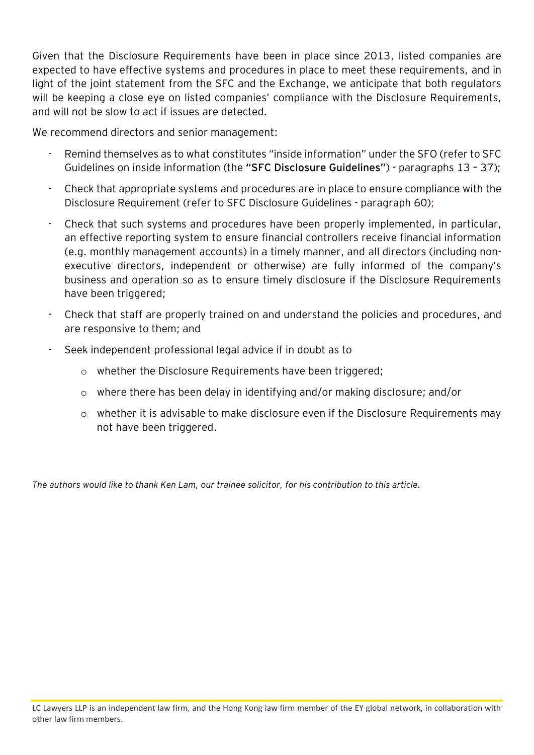Given that the Disclosure Requirements have been in place since 2013, listed companies are expected to have effective systems and procedures in place to meet these requirements, and in light of the joint statement from the SFC and the Exchange, we anticipate that both regulators will be keeping a close eye on listed companies' compliance with the Disclosure Requirements, and will not be slow to act if issues are detected.

We recommend directors and senior management:

- Remind themselves as to what constitutes "inside information" under the SFO (refer to SFC Guidelines on inside information (the **"SFC Disclosure Guidelines"**) - paragraphs 13 – 37);
- Check that appropriate systems and procedures are in place to ensure compliance with the Disclosure Requirement (refer to SFC Disclosure Guidelines - paragraph 60);
- Check that such systems and procedures have been properly implemented, in particular, an effective reporting system to ensure financial controllers receive financial information (e.g. monthly management accounts) in a timely manner, and all directors (including non-executive directors, independent or otherwise) are fully informed of the company's business and operation so as to ensure timely disclosure if the Disclosure Requirements have been triggered;
- Check that staff are properly trained on and understand the policies and procedures, and are responsive to them; and
- Seek independent professional legal advice if in doubt as to
  - whether the Disclosure Requirements have been triggered;
  - where there has been delay in identifying and/or making disclosure; and/or
  - whether it is advisable to make disclosure even if the Disclosure Requirements may not have been triggered.

*The authors would like to thank Ken Lam, our trainee solicitor, for his contribution to this article.*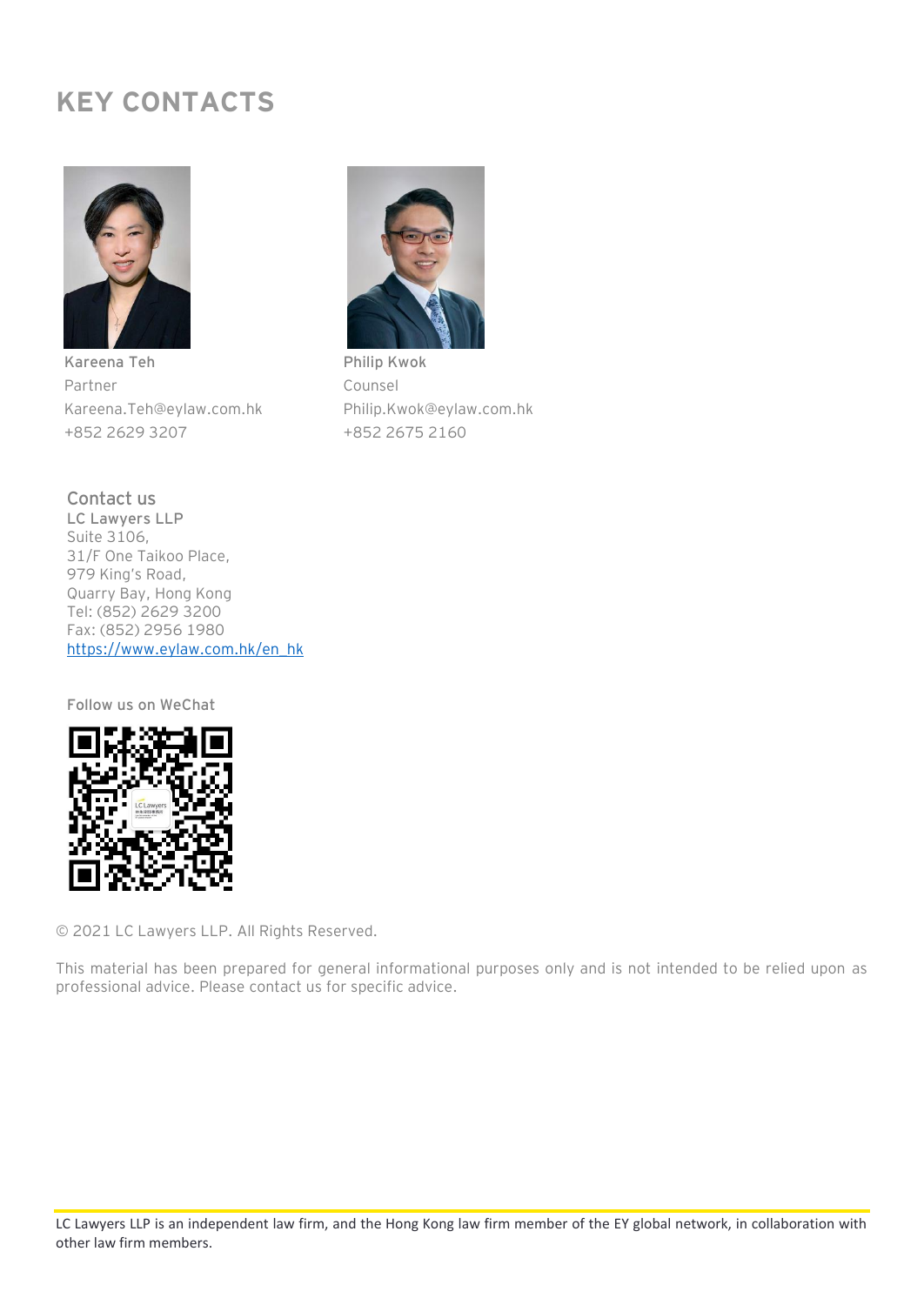# KEY CONTACTS

**Kareena Teh**
Partner
Kareena.Teh@eylaw.com.hk
+852 2629 3207

**Philip Kwok**
Counsel
Philip.Kwok@eylaw.com.hk
+852 2675 2160

## Contact us

**LC Lawyers LLP**
Suite 3106,
31/F One Taikoo Place,
979 King's Road,
Quarry Bay, Hong Kong
Tel: (852) 2629 3200
Fax: (852) 2956 1980
https://www.eylaw.com.hk/en_hk

Follow us on WeChat

© 2021 LC Lawyers LLP. All Rights Reserved.

This material has been prepared for general informational purposes only and is not intended to be relied upon as professional advice. Please contact us for specific advice.

LC Lawyers LLP is an independent law firm, and the Hong Kong law firm member of the EY global network, in collaboration with other law firm members.